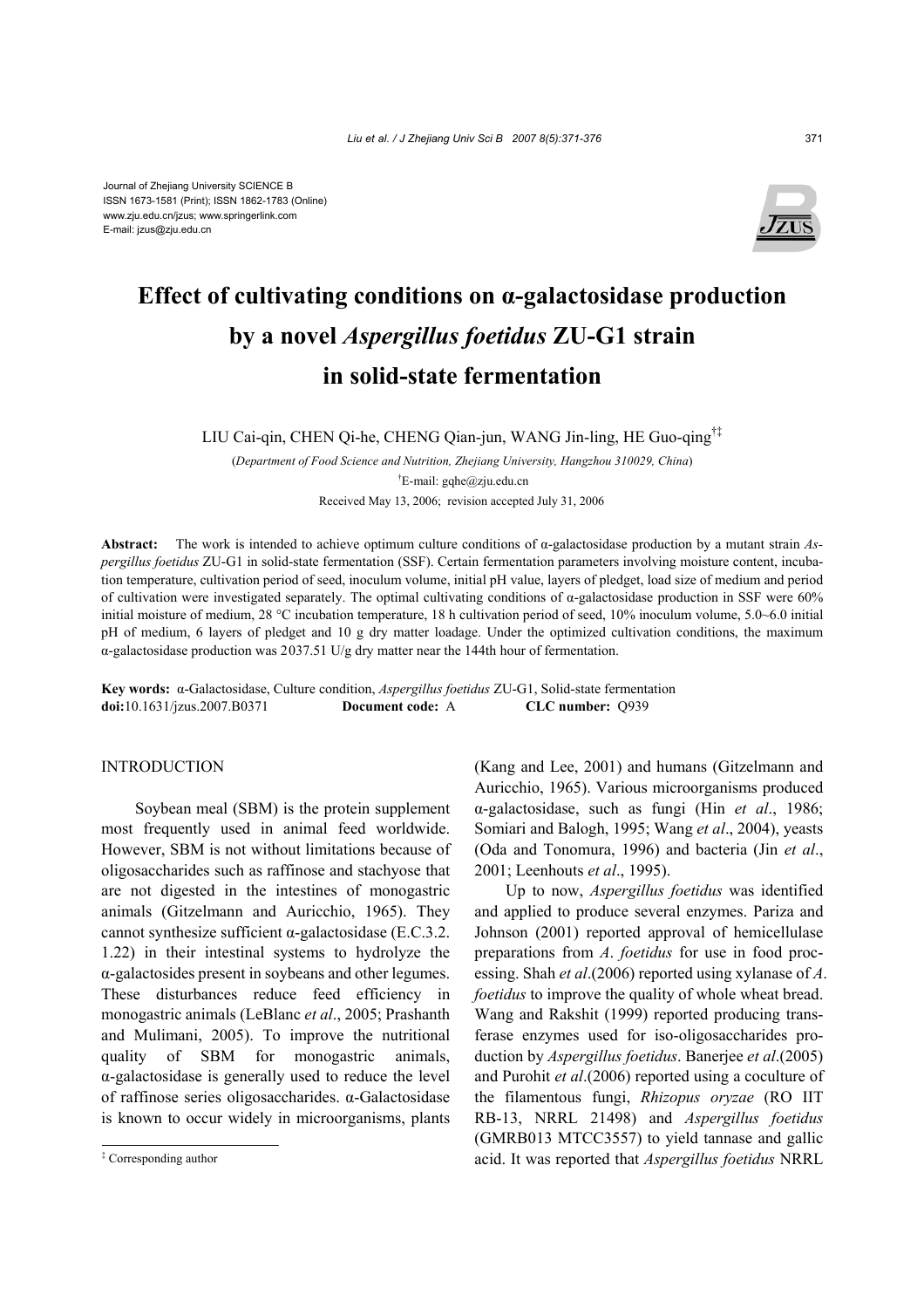Journal of Zhejiang University SCIENCE B
ISSN 1673-1581 (Print); ISSN 1862-1783 (Online)
www.zju.edu.cn/jzus; www.springerlink.com
E-mail: jzus@zju.edu.cn

# Effect of cultivating conditions on α-galactosidase production by a novel *Aspergillus foetidus* ZU-G1 strain in solid-state fermentation

LIU Cai-qin, CHEN Qi-he, CHENG Qian-jun, WANG Jin-ling, HE Guo-qing[†‡]

(*Department of Food Science and Nutrition, Zhejiang University, Hangzhou 310029, China*)

[†]E-mail: gqhe@zju.edu.cn

Received May 13, 2006; revision accepted July 31, 2006

**Abstract:** The work is intended to achieve optimum culture conditions of α-galactosidase production by a mutant strain *Aspergillus foetidus* ZU-G1 in solid-state fermentation (SSF). Certain fermentation parameters involving moisture content, incubation temperature, cultivation period of seed, inoculum volume, initial pH value, layers of pledget, load size of medium and period of cultivation were investigated separately. The optimal cultivating conditions of α-galactosidase production in SSF were 60% initial moisture of medium, 28 °C incubation temperature, 18 h cultivation period of seed, 10% inoculum volume, 5.0~6.0 initial pH of medium, 6 layers of pledget and 10 g dry matter loadage. Under the optimized cultivation conditions, the maximum α-galactosidase production was 2037.51 U/g dry matter near the 144th hour of fermentation.

**Key words:** α-Galactosidase, Culture condition, *Aspergillus foetidus* ZU-G1, Solid-state fermentation
**doi:**10.1631/jzus.2007.B0371 **Document code:** A **CLC number:** Q939

## INTRODUCTION

Soybean meal (SBM) is the protein supplement most frequently used in animal feed worldwide. However, SBM is not without limitations because of oligosaccharides such as raffinose and stachyose that are not digested in the intestines of monogastric animals (Gitzelmann and Auricchio, 1965). They cannot synthesize sufficient α-galactosidase (E.C.3.2.1.22) in their intestinal systems to hydrolyze the α-galactosides present in soybeans and other legumes. These disturbances reduce feed efficiency in monogastric animals (LeBlanc *et al*., 2005; Prashanth and Mulimani, 2005). To improve the nutritional quality of SBM for monogastric animals, α-galactosidase is generally used to reduce the level of raffinose series oligosaccharides. α-Galactosidase is known to occur widely in microorganisms, plants (Kang and Lee, 2001) and humans (Gitzelmann and Auricchio, 1965). Various microorganisms produced α-galactosidase, such as fungi (Hin *et al*., 1986; Somiari and Balogh, 1995; Wang *et al*., 2004), yeasts (Oda and Tonomura, 1996) and bacteria (Jin *et al*., 2001; Leenhouts *et al*., 1995).

Up to now, *Aspergillus foetidus* was identified and applied to produce several enzymes. Pariza and Johnson (2001) reported approval of hemicellulase preparations from *A*. *foetidus* for use in food processing. Shah *et al*.(2006) reported using xylanase of *A*. *foetidus* to improve the quality of whole wheat bread. Wang and Rakshit (1999) reported producing transferase enzymes used for iso-oligosaccharides production by *Aspergillus foetidus*. Banerjee *et al*.(2005) and Purohit *et al*.(2006) reported using a coculture of the filamentous fungi, *Rhizopus oryzae* (RO IIT RB-13, NRRL 21498) and *Aspergillus foetidus* (GMRB013 MTCC3557) to yield tannase and gallic acid. It was reported that *Aspergillus foetidus* NRRL

[‡] Corresponding author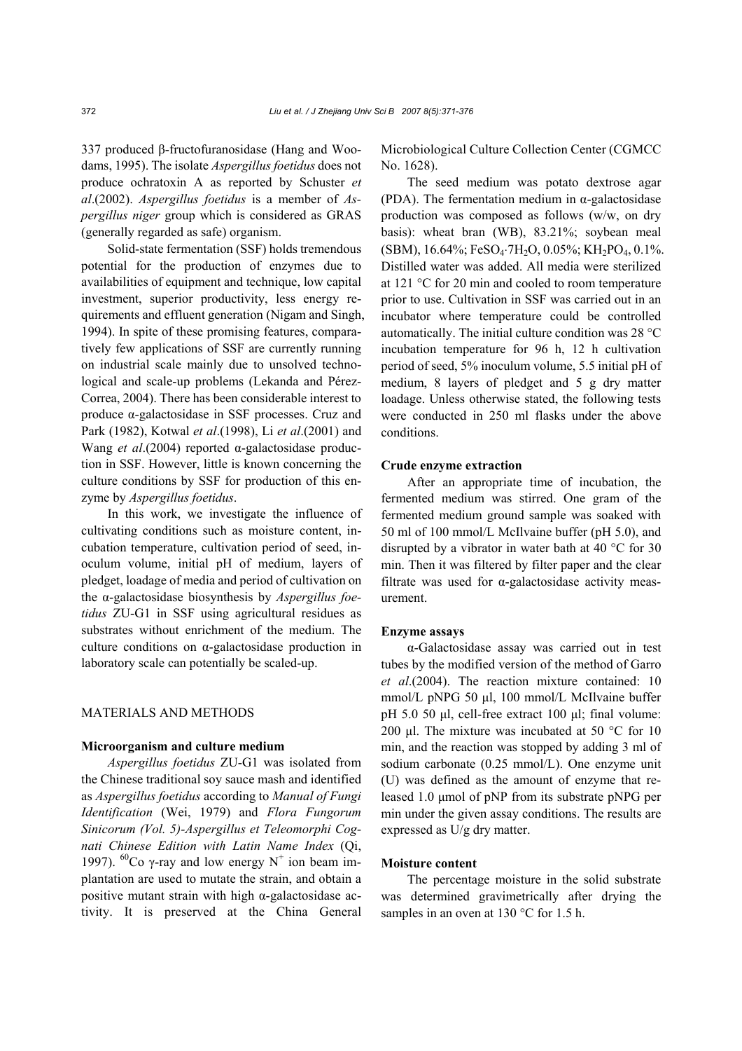337 produced β-fructofuranosidase (Hang and Woodams, 1995). The isolate *Aspergillus foetidus* does not produce ochratoxin A as reported by Schuster *et al*.(2002). *Aspergillus foetidus* is a member of *Aspergillus niger* group which is considered as GRAS (generally regarded as safe) organism.

Solid-state fermentation (SSF) holds tremendous potential for the production of enzymes due to availabilities of equipment and technique, low capital investment, superior productivity, less energy requirements and effluent generation (Nigam and Singh, 1994). In spite of these promising features, comparatively few applications of SSF are currently running on industrial scale mainly due to unsolved technological and scale-up problems (Lekanda and Pérez-Correa, 2004). There has been considerable interest to produce α-galactosidase in SSF processes. Cruz and Park (1982), Kotwal *et al*.(1998), Li *et al*.(2001) and Wang *et al*.(2004) reported α-galactosidase production in SSF. However, little is known concerning the culture conditions by SSF for production of this enzyme by *Aspergillus foetidus*.

In this work, we investigate the influence of cultivating conditions such as moisture content, incubation temperature, cultivation period of seed, inoculum volume, initial pH of medium, layers of pledget, loadage of media and period of cultivation on the α-galactosidase biosynthesis by *Aspergillus foetidus* ZU-G1 in SSF using agricultural residues as substrates without enrichment of the medium. The culture conditions on α-galactosidase production in laboratory scale can potentially be scaled-up.

## MATERIALS AND METHODS

### Microorganism and culture medium

*Aspergillus foetidus* ZU-G1 was isolated from the Chinese traditional soy sauce mash and identified as *Aspergillus foetidus* according to *Manual of Fungi Identification* (Wei, 1979) and *Flora Fungorum Sinicorum (Vol. 5)-Aspergillus et Teleomorphi Cognati Chinese Edition with Latin Name Index* (Qi, 1997). $^{60}$Co γ-ray and low energy $N^+$ ion beam implantation are used to mutate the strain, and obtain a positive mutant strain with high α-galactosidase activity. It is preserved at the China General Microbiological Culture Collection Center (CGMCC No. 1628).

The seed medium was potato dextrose agar (PDA). The fermentation medium in α-galactosidase production was composed as follows (w/w, on dry basis): wheat bran (WB), 83.21%; soybean meal (SBM), 16.64%; $FeSO_4 \cdot 7H_2O$, 0.05%; $KH_2PO_4$, 0.1%. Distilled water was added. All media were sterilized at 121 °C for 20 min and cooled to room temperature prior to use. Cultivation in SSF was carried out in an incubator where temperature could be controlled automatically. The initial culture condition was 28 °C incubation temperature for 96 h, 12 h cultivation period of seed, 5% inoculum volume, 5.5 initial pH of medium, 8 layers of pledget and 5 g dry matter loadage. Unless otherwise stated, the following tests were conducted in 250 ml flasks under the above conditions.

### Crude enzyme extraction

After an appropriate time of incubation, the fermented medium was stirred. One gram of the fermented medium ground sample was soaked with 50 ml of 100 mmol/L McIlvaine buffer (pH 5.0), and disrupted by a vibrator in water bath at 40 °C for 30 min. Then it was filtered by filter paper and the clear filtrate was used for α-galactosidase activity measurement.

### Enzyme assays

α-Galactosidase assay was carried out in test tubes by the modified version of the method of Garro *et al*.(2004). The reaction mixture contained: 10 mmol/L pNPG 50 μl, 100 mmol/L McIlvaine buffer pH 5.0 50 μl, cell-free extract 100 μl; final volume: 200 μl. The mixture was incubated at 50 °C for 10 min, and the reaction was stopped by adding 3 ml of sodium carbonate (0.25 mmol/L). One enzyme unit (U) was defined as the amount of enzyme that released 1.0 μmol of pNP from its substrate pNPG per min under the given assay conditions. The results are expressed as U/g dry matter.

### Moisture content

The percentage moisture in the solid substrate was determined gravimetrically after drying the samples in an oven at 130 °C for 1.5 h.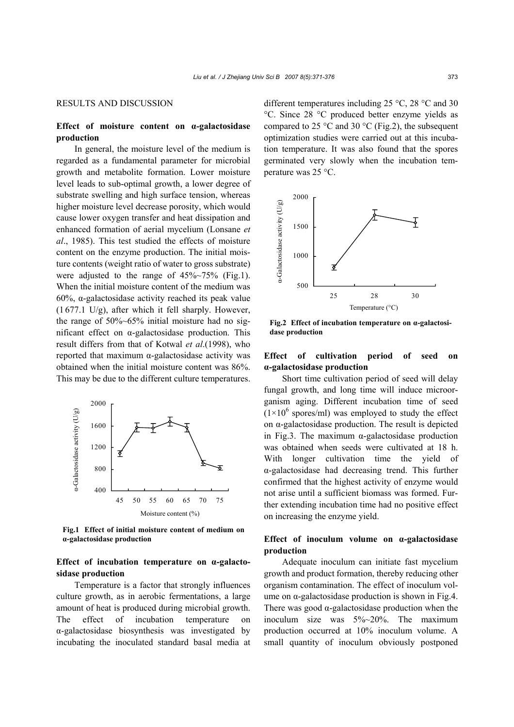## RESULTS AND DISCUSSION

### Effect of moisture content on α-galactosidase production

In general, the moisture level of the medium is regarded as a fundamental parameter for microbial growth and metabolite formation. Lower moisture level leads to sub-optimal growth, a lower degree of substrate swelling and high surface tension, whereas higher moisture level decrease porosity, which would cause lower oxygen transfer and heat dissipation and enhanced formation of aerial mycelium (Lonsane *et al*., 1985). This test studied the effects of moisture content on the enzyme production. The initial moisture contents (weight ratio of water to gross substrate) were adjusted to the range of 45%~75% (Fig.1). When the initial moisture content of the medium was 60%, α-galactosidase activity reached its peak value (1 677.1 U/g), after which it fell sharply. However, the range of 50%~65% initial moisture had no significant effect on α-galactosidase production. This result differs from that of Kotwal *et al*.(1998), who reported that maximum α-galactosidase activity was obtained when the initial moisture content was 86%. This may be due to the different culture temperatures.

**Fig.1 Effect of initial moisture content of medium on α-galactosidase production**

### Effect of incubation temperature on α-galactosidase production

Temperature is a factor that strongly influences culture growth, as in aerobic fermentations, a large amount of heat is produced during microbial growth. The effect of incubation temperature on α-galactosidase biosynthesis was investigated by incubating the inoculated standard basal media at different temperatures including 25 °C, 28 °C and 30 °C. Since 28 °C produced better enzyme yields as compared to 25 °C and 30 °C (Fig.2), the subsequent optimization studies were carried out at this incubation temperature. It was also found that the spores germinated very slowly when the incubation temperature was 25 °C.

**Fig.2 Effect of incubation temperature on α-galactosidase production**

### Effect of cultivation period of seed on α-galactosidase production

Short time cultivation period of seed will delay fungal growth, and long time will induce microorganism aging. Different incubation time of seed ($1\times10^6$ spores/ml) was employed to study the effect on α-galactosidase production. The result is depicted in Fig.3. The maximum α-galactosidase production was obtained when seeds were cultivated at 18 h. With longer cultivation time the yield of α-galactosidase had decreasing trend. This further confirmed that the highest activity of enzyme would not arise until a sufficient biomass was formed. Further extending incubation time had no positive effect on increasing the enzyme yield.

### Effect of inoculum volume on α-galactosidase production

Adequate inoculum can initiate fast mycelium growth and product formation, thereby reducing other organism contamination. The effect of inoculum volume on α-galactosidase production is shown in Fig.4. There was good α-galactosidase production when the inoculum size was 5%~20%. The maximum production occurred at 10% inoculum volume. A small quantity of inoculum obviously postponed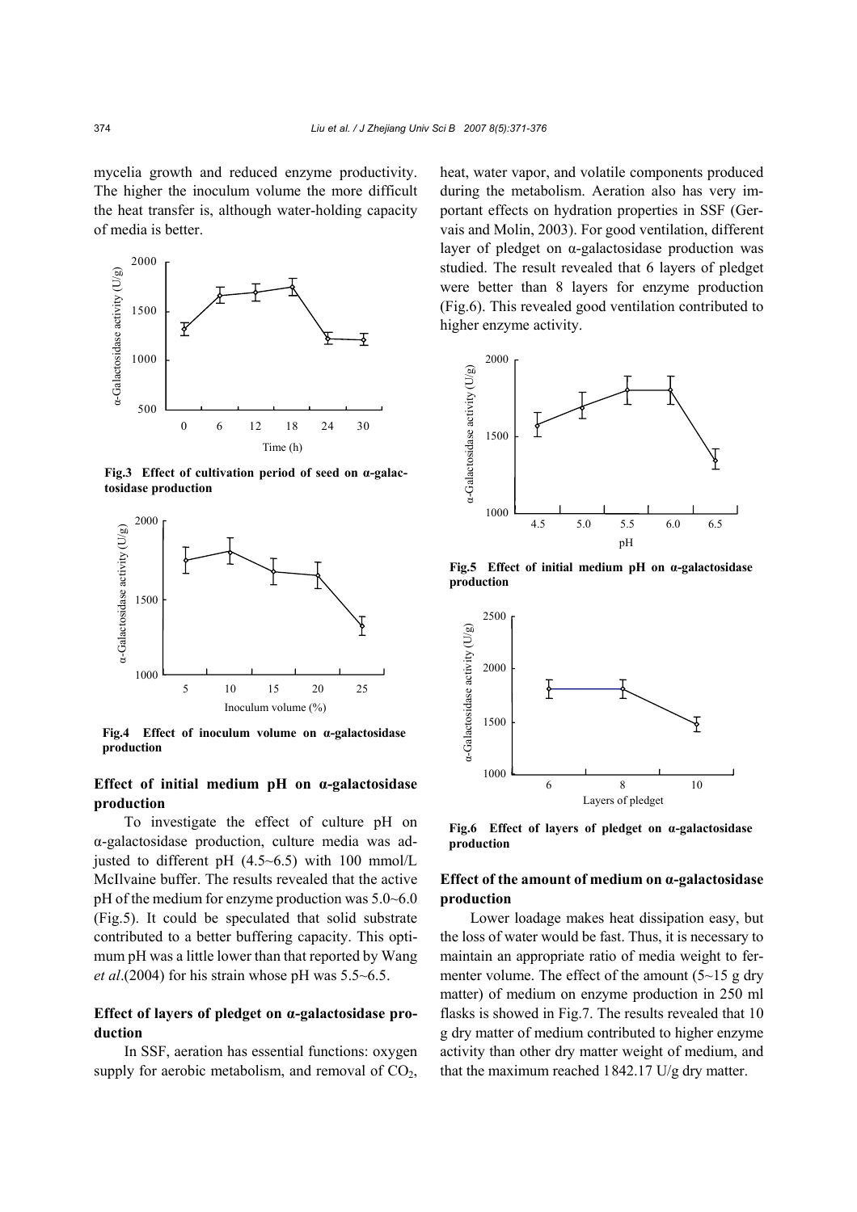mycelia growth and reduced enzyme productivity. The higher the inoculum volume the more difficult the heat transfer is, although water-holding capacity of media is better.

**Fig.3 Effect of cultivation period of seed on α-galactosidase production**

**Fig.4 Effect of inoculum volume on α-galactosidase production**

### Effect of initial medium pH on α-galactosidase production

To investigate the effect of culture pH on α-galactosidase production, culture media was adjusted to different pH (4.5~6.5) with 100 mmol/L McIlvaine buffer. The results revealed that the active pH of the medium for enzyme production was 5.0~6.0 (Fig.5). It could be speculated that solid substrate contributed to a better buffering capacity. This optimum pH was a little lower than that reported by Wang *et al*.(2004) for his strain whose pH was 5.5~6.5.

### Effect of layers of pledget on α-galactosidase production

In SSF, aeration has essential functions: oxygen supply for aerobic metabolism, and removal of $CO_2$, heat, water vapor, and volatile components produced during the metabolism. Aeration also has very important effects on hydration properties in SSF (Gervais and Molin, 2003). For good ventilation, different layer of pledget on α-galactosidase production was studied. The result revealed that 6 layers of pledget were better than 8 layers for enzyme production (Fig.6). This revealed good ventilation contributed to higher enzyme activity.

**Fig.5 Effect of initial medium pH on α-galactosidase production**

**Fig.6 Effect of layers of pledget on α-galactosidase production**

### Effect of the amount of medium on α-galactosidase production

Lower loadage makes heat dissipation easy, but the loss of water would be fast. Thus, it is necessary to maintain an appropriate ratio of media weight to fermenter volume. The effect of the amount (5~15 g dry matter) of medium on enzyme production in 250 ml flasks is showed in Fig.7. The results revealed that 10 g dry matter of medium contributed to higher enzyme activity than other dry matter weight of medium, and that the maximum reached 1842.17 U/g dry matter.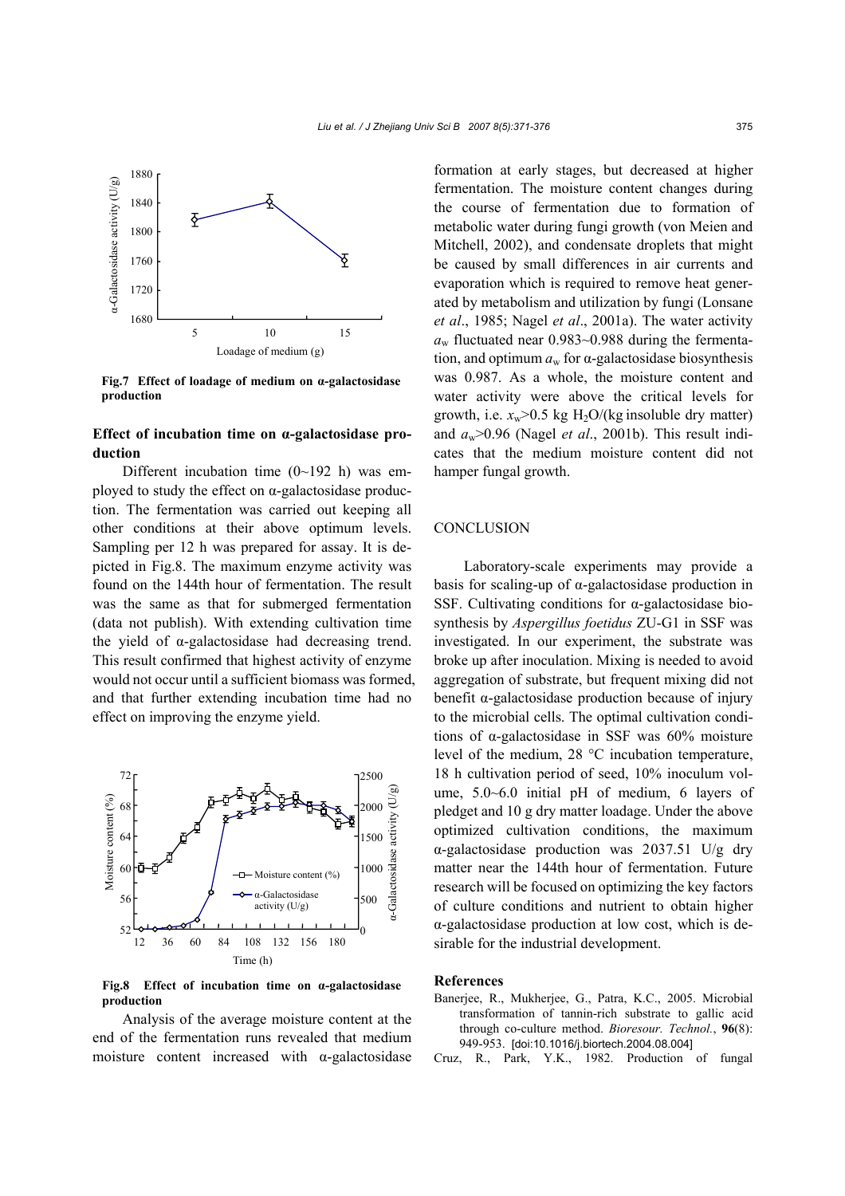Fig.7 **Effect of loadage of medium on α-galactosidase production**

### Effect of incubation time on α-galactosidase production

Different incubation time (0~192 h) was employed to study the effect on α-galactosidase production. The fermentation was carried out keeping all other conditions at their above optimum levels. Sampling per 12 h was prepared for assay. It is depicted in Fig.8. The maximum enzyme activity was found on the 144th hour of fermentation. The result was the same as that for submerged fermentation (data not publish). With extending cultivation time the yield of α-galactosidase had decreasing trend. This result confirmed that highest activity of enzyme would not occur until a sufficient biomass was formed, and that further extending incubation time had no effect on improving the enzyme yield.

Fig.8 **Effect of incubation time on α-galactosidase production**

Analysis of the average moisture content at the end of the fermentation runs revealed that medium moisture content increased with α-galactosidase formation at early stages, but decreased at higher fermentation. The moisture content changes during the course of fermentation due to formation of metabolic water during fungi growth (von Meien and Mitchell, 2002), and condensate droplets that might be caused by small differences in air currents and evaporation which is required to remove heat generated by metabolism and utilization by fungi (Lonsane *et al*., 1985; Nagel *et al*., 2001a). The water activity $a_w$ fluctuated near 0.983~0.988 during the fermentation, and optimum $a_w$ for α-galactosidase biosynthesis was 0.987. As a whole, the moisture content and water activity were above the critical levels for growth, i.e. $x_w$>0.5 kg $H_2O$/(kg insoluble dry matter) and $a_w$>0.96 (Nagel *et al*., 2001b). This result indicates that the medium moisture content did not hamper fungal growth.

## CONCLUSION

Laboratory-scale experiments may provide a basis for scaling-up of α-galactosidase production in SSF. Cultivating conditions for α-galactosidase biosynthesis by *Aspergillus foetidus* ZU-G1 in SSF was investigated. In our experiment, the substrate was broke up after inoculation. Mixing is needed to avoid aggregation of substrate, but frequent mixing did not benefit α-galactosidase production because of injury to the microbial cells. The optimal cultivation conditions of α-galactosidase in SSF was 60% moisture level of the medium, 28 °C incubation temperature, 18 h cultivation period of seed, 10% inoculum volume, 5.0~6.0 initial pH of medium, 6 layers of pledget and 10 g dry matter loadage. Under the above optimized cultivation conditions, the maximum α-galactosidase production was 2037.51 U/g dry matter near the 144th hour of fermentation. Future research will be focused on optimizing the key factors of culture conditions and nutrient to obtain higher α-galactosidase production at low cost, which is desirable for the industrial development.

## References

Banerjee, R., Mukherjee, G., Patra, K.C., 2005. Microbial transformation of tannin-rich substrate to gallic acid through co-culture method. *Bioresour. Technol.*, **96**(8): 949-953. [doi:10.1016/j.biortech.2004.08.004]

Cruz, R., Park, Y.K., 1982. Production of fungal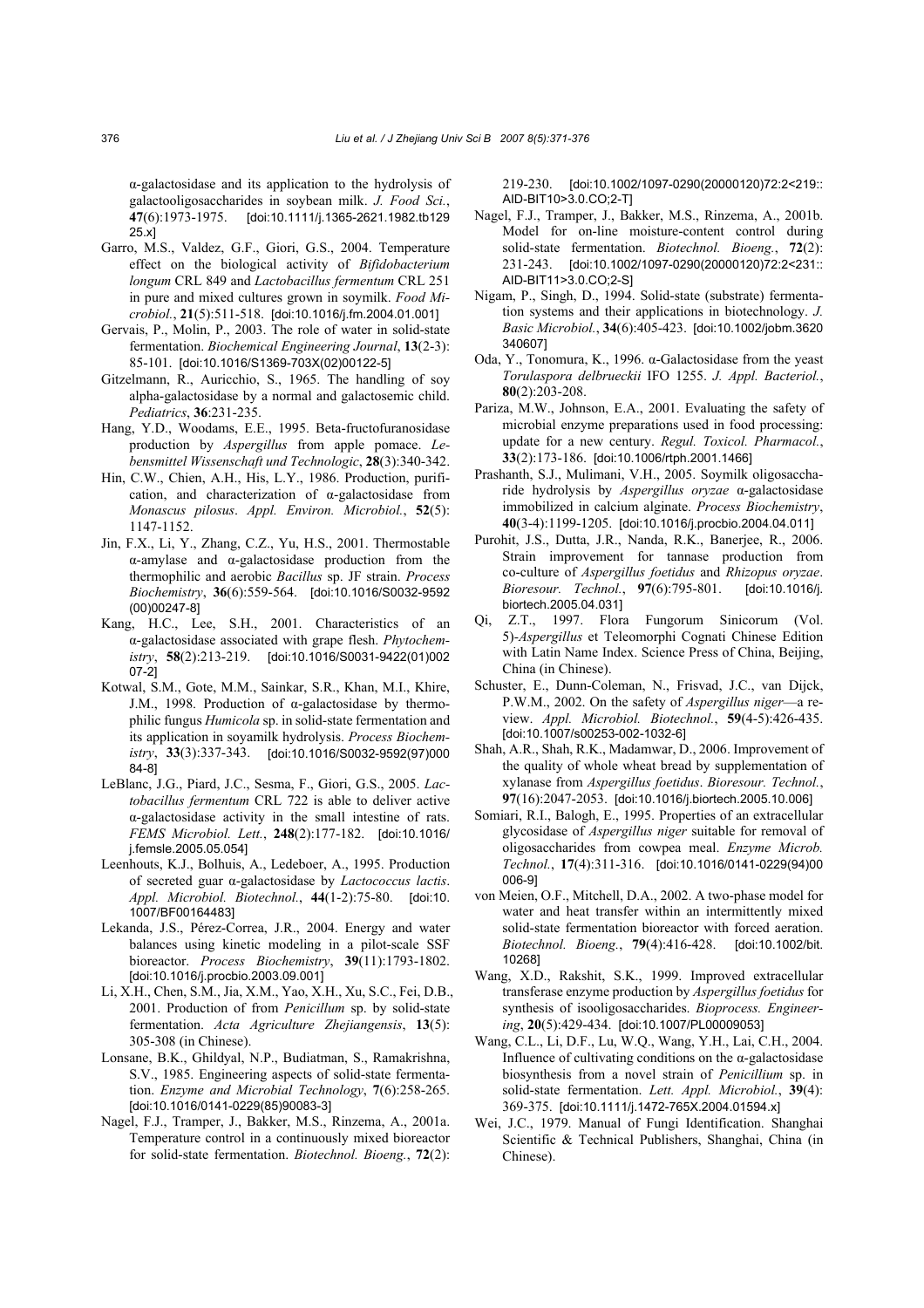α-galactosidase and its application to the hydrolysis of galactooligosaccharides in soybean milk. *J. Food Sci.*, **47**(6):1973-1975. [doi:10.1111/j.1365-2621.1982.tb12925.x]

Garro, M.S., Valdez, G.F., Giori, G.S., 2004. Temperature effect on the biological activity of *Bifidobacterium longum* CRL 849 and *Lactobacillus fermentum* CRL 251 in pure and mixed cultures grown in soymilk. *Food Microbiol.*, **21**(5):511-518. [doi:10.1016/j.fm.2004.01.001]

Gervais, P., Molin, P., 2003. The role of water in solid-state fermentation. *Biochemical Engineering Journal*, **13**(2-3): 85-101. [doi:10.1016/S1369-703X(02)00122-5]

Gitzelmann, R., Auricchio, S., 1965. The handling of soy alpha-galactosidase by a normal and galactosemic child. *Pediatrics*, **36**:231-235.

Hang, Y.D., Woodams, E.E., 1995. Beta-fructofuranosidase production by *Aspergillus* from apple pomace. *Lebensmittel Wissenschaft und Technologic*, **28**(3):340-342.

Hin, C.W., Chien, A.H., His, L.Y., 1986. Production, purification, and characterization of α-galactosidase from *Monascus pilosus*. *Appl. Environ. Microbiol.*, **52**(5): 1147-1152.

Jin, F.X., Li, Y., Zhang, C.Z., Yu, H.S., 2001. Thermostable α-amylase and α-galactosidase production from the thermophilic and aerobic *Bacillus* sp. JF strain. *Process Biochemistry*, **36**(6):559-564. [doi:10.1016/S0032-9592(00)00247-8]

Kang, H.C., Lee, S.H., 2001. Characteristics of an α-galactosidase associated with grape flesh. *Phytochemistry*, **58**(2):213-219. [doi:10.1016/S0031-9422(01)00207-2]

Kotwal, S.M., Gote, M.M., Sainkar, S.R., Khan, M.I., Khire, J.M., 1998. Production of α-galactosidase by thermophilic fungus *Humicola* sp. in solid-state fermentation and its application in soyamilk hydrolysis. *Process Biochemistry*, **33**(3):337-343. [doi:10.1016/S0032-9592(97)00084-8]

LeBlanc, J.G., Piard, J.C., Sesma, F., Giori, G.S., 2005. *Lactobacillus fermentum* CRL 722 is able to deliver active α-galactosidase activity in the small intestine of rats. *FEMS Microbiol. Lett.*, **248**(2):177-182. [doi:10.1016/j.femsle.2005.05.054]

Leenhouts, K.J., Bolhuis, A., Ledeboer, A., 1995. Production of secreted guar α-galactosidase by *Lactococcus lactis*. *Appl. Microbiol. Biotechnol.*, **44**(1-2):75-80. [doi:10.1007/BF00164483]

Lekanda, J.S., Pérez-Correa, J.R., 2004. Energy and water balances using kinetic modeling in a pilot-scale SSF bioreactor. *Process Biochemistry*, **39**(11):1793-1802. [doi:10.1016/j.procbio.2003.09.001]

Li, X.H., Chen, S.M., Jia, X.M., Yao, X.H., Xu, S.C., Fei, D.B., 2001. Production of from *Penicillum* sp. by solid-state fermentation. *Acta Agriculture Zhejiangensis*, **13**(5): 305-308 (in Chinese).

Lonsane, B.K., Ghildyal, N.P., Budiatman, S., Ramakrishna, S.V., 1985. Engineering aspects of solid-state fermentation. *Enzyme and Microbial Technology*, **7**(6):258-265. [doi:10.1016/0141-0229(85)90083-3]

Nagel, F.J., Tramper, J., Bakker, M.S., Rinzema, A., 2001a. Temperature control in a continuously mixed bioreactor for solid-state fermentation. *Biotechnol. Bioeng.*, **72**(2): 219-230. [doi:10.1002/1097-0290(20000120)72:2<219::AID-BIT10>3.0.CO;2-T]

Nagel, F.J., Tramper, J., Bakker, M.S., Rinzema, A., 2001b. Model for on-line moisture-content control during solid-state fermentation. *Biotechnol. Bioeng.*, **72**(2): 231-243. [doi:10.1002/1097-0290(20000120)72:2<231::AID-BIT11>3.0.CO;2-S]

Nigam, P., Singh, D., 1994. Solid-state (substrate) fermentation systems and their applications in biotechnology. *J. Basic Microbiol.*, **34**(6):405-423. [doi:10.1002/jobm.3620340607]

Oda, Y., Tonomura, K., 1996. α-Galactosidase from the yeast *Torulaspora delbrueckii* IFO 1255. *J. Appl. Bacteriol.*, **80**(2):203-208.

Pariza, M.W., Johnson, E.A., 2001. Evaluating the safety of microbial enzyme preparations used in food processing: update for a new century. *Regul. Toxicol. Pharmacol.*, **33**(2):173-186. [doi:10.1006/rtph.2001.1466]

Prashanth, S.J., Mulimani, V.H., 2005. Soymilk oligosaccharide hydrolysis by *Aspergillus oryzae* α-galactosidase immobilized in calcium alginate. *Process Biochemistry*, **40**(3-4):1199-1205. [doi:10.1016/j.procbio.2004.04.011]

Purohit, J.S., Dutta, J.R., Nanda, R.K., Banerjee, R., 2006. Strain improvement for tannase production from co-culture of *Aspergillus foetidus* and *Rhizopus oryzae*. *Bioresour. Technol.*, **97**(6):795-801. [doi:10.1016/j.biortech.2005.04.031]

Qi, Z.T., 1997. Flora Fungorum Sinicorum (Vol. 5)-*Aspergillus* et Teleomorphi Cognati Chinese Edition with Latin Name Index. Science Press of China, Beijing, China (in Chinese).

Schuster, E., Dunn-Coleman, N., Frisvad, J.C., van Dijck, P.W.M., 2002. On the safety of *Aspergillus niger*—a review. *Appl. Microbiol. Biotechnol.*, **59**(4-5):426-435. [doi:10.1007/s00253-002-1032-6]

Shah, A.R., Shah, R.K., Madamwar, D., 2006. Improvement of the quality of whole wheat bread by supplementation of xylanase from *Aspergillus foetidus*. *Bioresour. Technol.*, **97**(16):2047-2053. [doi:10.1016/j.biortech.2005.10.006]

Somiari, R.I., Balogh, E., 1995. Properties of an extracellular glycosidase of *Aspergillus niger* suitable for removal of oligosaccharides from cowpea meal. *Enzyme Microb. Technol.*, **17**(4):311-316. [doi:10.1016/0141-0229(94)00006-9]

von Meien, O.F., Mitchell, D.A., 2002. A two-phase model for water and heat transfer within an intermittently mixed solid-state fermentation bioreactor with forced aeration. *Biotechnol. Bioeng.*, **79**(4):416-428. [doi:10.1002/bit.10268]

Wang, X.D., Rakshit, S.K., 1999. Improved extracellular transferase enzyme production by *Aspergillus foetidus* for synthesis of isooligosaccharides. *Bioprocess. Engineering*, **20**(5):429-434. [doi:10.1007/PL00009053]

Wang, C.L., Li, D.F., Lu, W.Q., Wang, Y.H., Lai, C.H., 2004. Influence of cultivating conditions on the α-galactosidase biosynthesis from a novel strain of *Penicillium* sp. in solid-state fermentation. *Lett. Appl. Microbiol.*, **39**(4): 369-375. [doi:10.1111/j.1472-765X.2004.01594.x]

Wei, J.C., 1979. Manual of Fungi Identification. Shanghai Scientific & Technical Publishers, Shanghai, China (in Chinese).